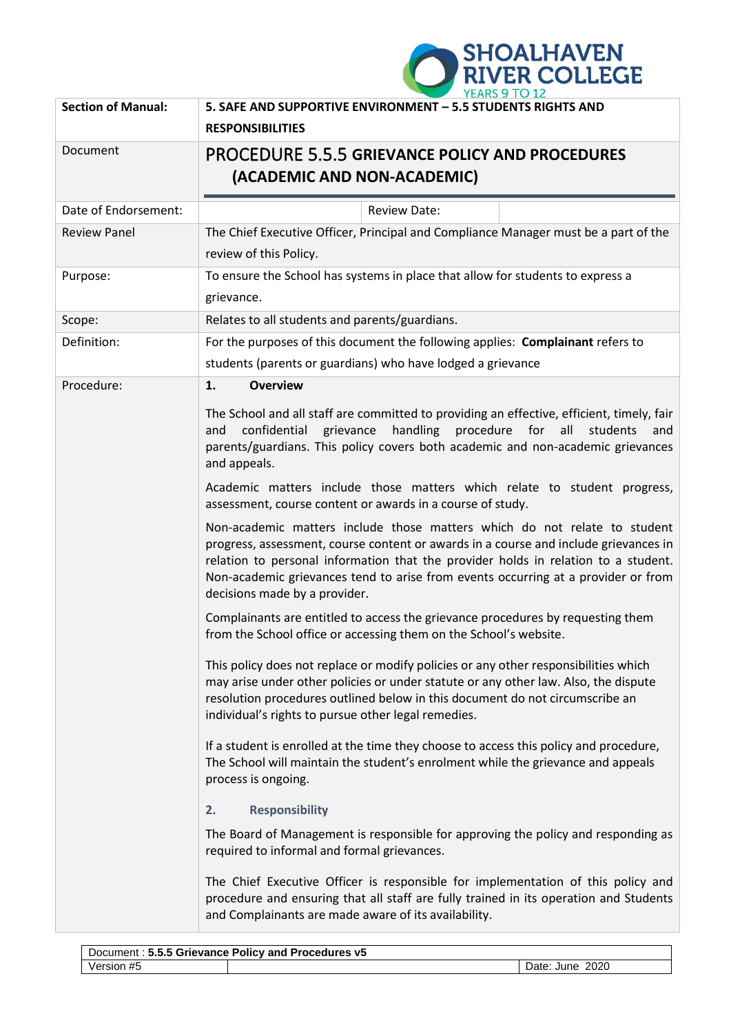| Section of Manual: | 5. SAFE AND SUPPORTIVE ENVIRONMENT – 5.5 STUDENTS RIGHTS AND RESPONSIBILITIES | | |
|---|---|---|---|
| Document | PROCEDURE 5.5.5 GRIEVANCE POLICY AND PROCEDURES (ACADEMIC AND NON-ACADEMIC) | | |
| Date of Endorsement: | | Review Date: | |
| Review Panel | The Chief Executive Officer, Principal and Compliance Manager must be a part of the review of this Policy. | | |
| Purpose: | To ensure the School has systems in place that allow for students to express a grievance. | | |
| Scope: | Relates to all students and parents/guardians. | | |
| Definition: | For the purposes of this document the following applies: **Complainant** refers to students (parents or guardians) who have lodged a grievance | | |

**Procedure:**

## 1. Overview

The School and all staff are committed to providing an effective, efficient, timely, fair and confidential grievance handling procedure for all students and parents/guardians. This policy covers both academic and non-academic grievances and appeals.

Academic matters include those matters which relate to student progress, assessment, course content or awards in a course of study.

Non-academic matters include those matters which do not relate to student progress, assessment, course content or awards in a course and include grievances in relation to personal information that the provider holds in relation to a student. Non-academic grievances tend to arise from events occurring at a provider or from decisions made by a provider.

Complainants are entitled to access the grievance procedures by requesting them from the School office or accessing them on the School's website.

This policy does not replace or modify policies or any other responsibilities which may arise under other policies or under statute or any other law. Also, the dispute resolution procedures outlined below in this document do not circumscribe an individual's rights to pursue other legal remedies.

If a student is enrolled at the time they choose to access this policy and procedure, The School will maintain the student's enrolment while the grievance and appeals process is ongoing.

## 2. Responsibility

The Board of Management is responsible for approving the policy and responding as required to informal and formal grievances.

The Chief Executive Officer is responsible for implementation of this policy and procedure and ensuring that all staff are fully trained in its operation and Students and Complainants are made aware of its availability.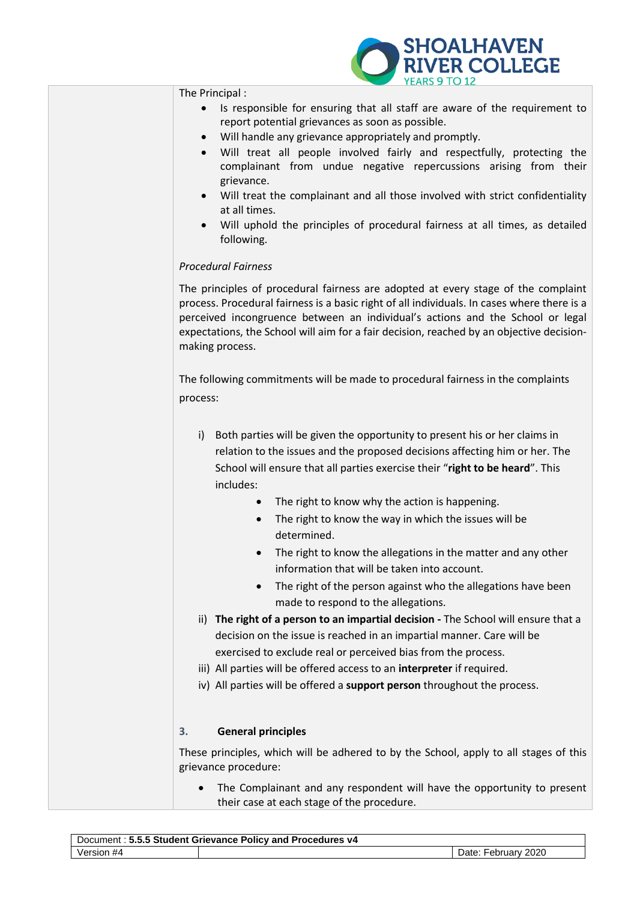The Principal :

- Is responsible for ensuring that all staff are aware of the requirement to report potential grievances as soon as possible.
- Will handle any grievance appropriately and promptly.
- Will treat all people involved fairly and respectfully, protecting the complainant from undue negative repercussions arising from their grievance.
- Will treat the complainant and all those involved with strict confidentiality at all times.
- Will uphold the principles of procedural fairness at all times, as detailed following.

*Procedural Fairness*

The principles of procedural fairness are adopted at every stage of the complaint process. Procedural fairness is a basic right of all individuals. In cases where there is a perceived incongruence between an individual's actions and the School or legal expectations, the School will aim for a fair decision, reached by an objective decision-making process.

The following commitments will be made to procedural fairness in the complaints process:

i) Both parties will be given the opportunity to present his or her claims in relation to the issues and the proposed decisions affecting him or her. The School will ensure that all parties exercise their "**right to be heard**". This includes:
    - The right to know why the action is happening.
    - The right to know the way in which the issues will be determined.
    - The right to know the allegations in the matter and any other information that will be taken into account.
    - The right of the person against who the allegations have been made to respond to the allegations.

ii) **The right of a person to an impartial decision -** The School will ensure that a decision on the issue is reached in an impartial manner. Care will be exercised to exclude real or perceived bias from the process.

iii) All parties will be offered access to an **interpreter** if required.

iv) All parties will be offered a **support person** throughout the process.

## 3. General principles

These principles, which will be adhered to by the School, apply to all stages of this grievance procedure:

- The Complainant and any respondent will have the opportunity to present their case at each stage of the procedure.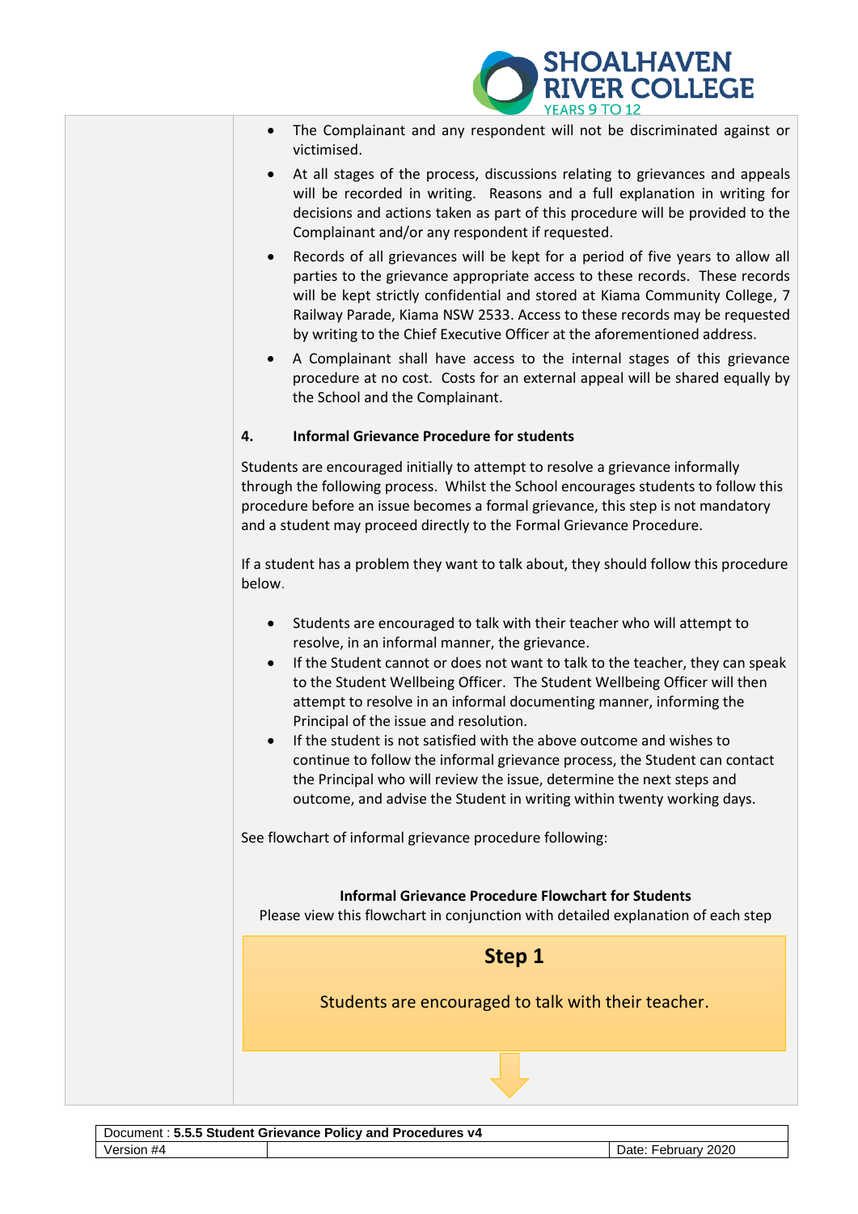- The Complainant and any respondent will not be discriminated against or victimised.
- At all stages of the process, discussions relating to grievances and appeals will be recorded in writing. Reasons and a full explanation in writing for decisions and actions taken as part of this procedure will be provided to the Complainant and/or any respondent if requested.
- Records of all grievances will be kept for a period of five years to allow all parties to the grievance appropriate access to these records. These records will be kept strictly confidential and stored at Kiama Community College, 7 Railway Parade, Kiama NSW 2533. Access to these records may be requested by writing to the Chief Executive Officer at the aforementioned address.
- A Complainant shall have access to the internal stages of this grievance procedure at no cost. Costs for an external appeal will be shared equally by the School and the Complainant.

## 4. Informal Grievance Procedure for students

Students are encouraged initially to attempt to resolve a grievance informally through the following process. Whilst the School encourages students to follow this procedure before an issue becomes a formal grievance, this step is not mandatory and a student may proceed directly to the Formal Grievance Procedure.

If a student has a problem they want to talk about, they should follow this procedure below.

- Students are encouraged to talk with their teacher who will attempt to resolve, in an informal manner, the grievance.
- If the Student cannot or does not want to talk to the teacher, they can speak to the Student Wellbeing Officer. The Student Wellbeing Officer will then attempt to resolve in an informal documenting manner, informing the Principal of the issue and resolution.
- If the student is not satisfied with the above outcome and wishes to continue to follow the informal grievance process, the Student can contact the Principal who will review the issue, determine the next steps and outcome, and advise the Student in writing within twenty working days.

See flowchart of informal grievance procedure following:

**Informal Grievance Procedure Flowchart for Students**

Please view this flowchart in conjunction with detailed explanation of each step

**Step 1**

Students are encouraged to talk with their teacher.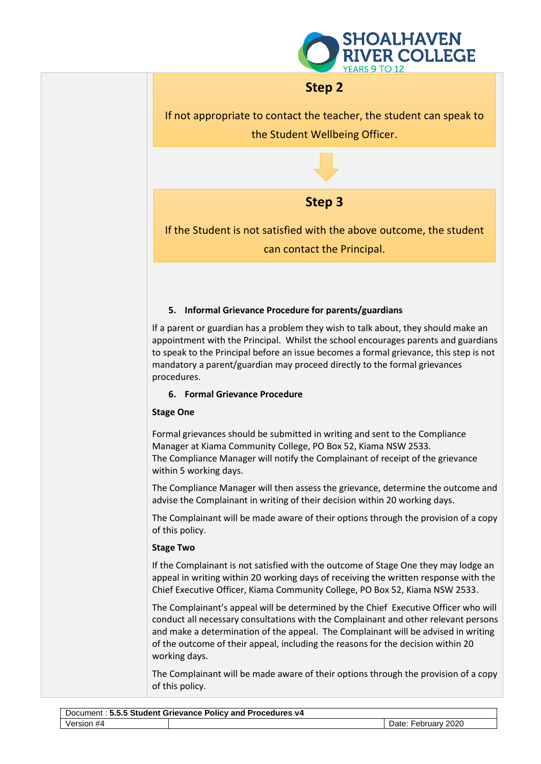**Step 2**

If not appropriate to contact the teacher, the student can speak to the Student Wellbeing Officer.

**Step 3**

If the Student is not satisfied with the above outcome, the student can contact the Principal.

### 5. Informal Grievance Procedure for parents/guardians

If a parent or guardian has a problem they wish to talk about, they should make an appointment with the Principal. Whilst the school encourages parents and guardians to speak to the Principal before an issue becomes a formal grievance, this step is not mandatory a parent/guardian may proceed directly to the formal grievances procedures.

### 6. Formal Grievance Procedure

**Stage One**

Formal grievances should be submitted in writing and sent to the Compliance Manager at Kiama Community College, PO Box 52, Kiama NSW 2533.
The Compliance Manager will notify the Complainant of receipt of the grievance within 5 working days.

The Compliance Manager will then assess the grievance, determine the outcome and advise the Complainant in writing of their decision within 20 working days.

The Complainant will be made aware of their options through the provision of a copy of this policy.

**Stage Two**

If the Complainant is not satisfied with the outcome of Stage One they may lodge an appeal in writing within 20 working days of receiving the written response with the Chief Executive Officer, Kiama Community College, PO Box 52, Kiama NSW 2533.

The Complainant's appeal will be determined by the Chief Executive Officer who will conduct all necessary consultations with the Complainant and other relevant persons and make a determination of the appeal. The Complainant will be advised in writing of the outcome of their appeal, including the reasons for the decision within 20 working days.

The Complainant will be made aware of their options through the provision of a copy of this policy.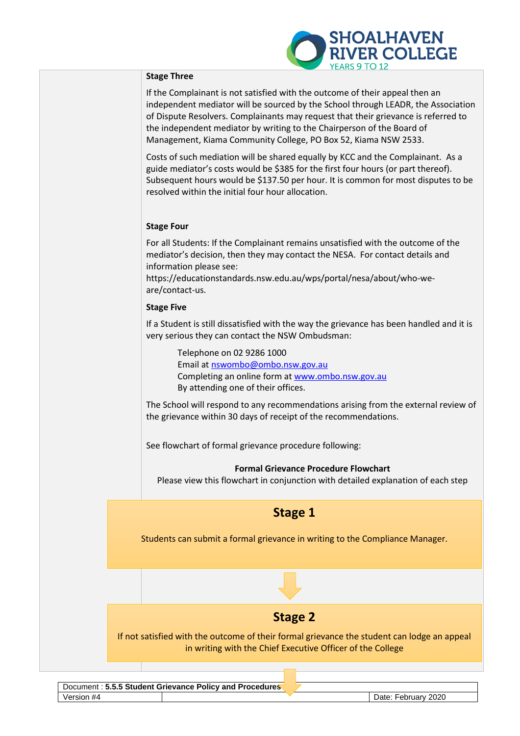### Stage Three

If the Complainant is not satisfied with the outcome of their appeal then an independent mediator will be sourced by the School through LEADR, the Association of Dispute Resolvers. Complainants may request that their grievance is referred to the independent mediator by writing to the Chairperson of the Board of Management, Kiama Community College, PO Box 52, Kiama NSW 2533.

Costs of such mediation will be shared equally by KCC and the Complainant. As a guide mediator's costs would be $385 for the first four hours (or part thereof). Subsequent hours would be $137.50 per hour. It is common for most disputes to be resolved within the initial four hour allocation.

### Stage Four

For all Students: If the Complainant remains unsatisfied with the outcome of the mediator's decision, then they may contact the NESA. For contact details and information please see: https://educationstandards.nsw.edu.au/wps/portal/nesa/about/who-we-are/contact-us.

### Stage Five

If a Student is still dissatisfied with the way the grievance has been handled and it is very serious they can contact the NSW Ombudsman:

Telephone on 02 9286 1000
Email at nswombo@ombo.nsw.gov.au
Completing an online form at www.ombo.nsw.gov.au
By attending one of their offices.

The School will respond to any recommendations arising from the external review of the grievance within 30 days of receipt of the recommendations.

See flowchart of formal grievance procedure following:

**Formal Grievance Procedure Flowchart**

Please view this flowchart in conjunction with detailed explanation of each step

## Stage 1

Students can submit a formal grievance in writing to the Compliance Manager.

↓

## Stage 2

If not satisfied with the outcome of their formal grievance the student can lodge an appeal in writing with the Chief Executive Officer of the College

↓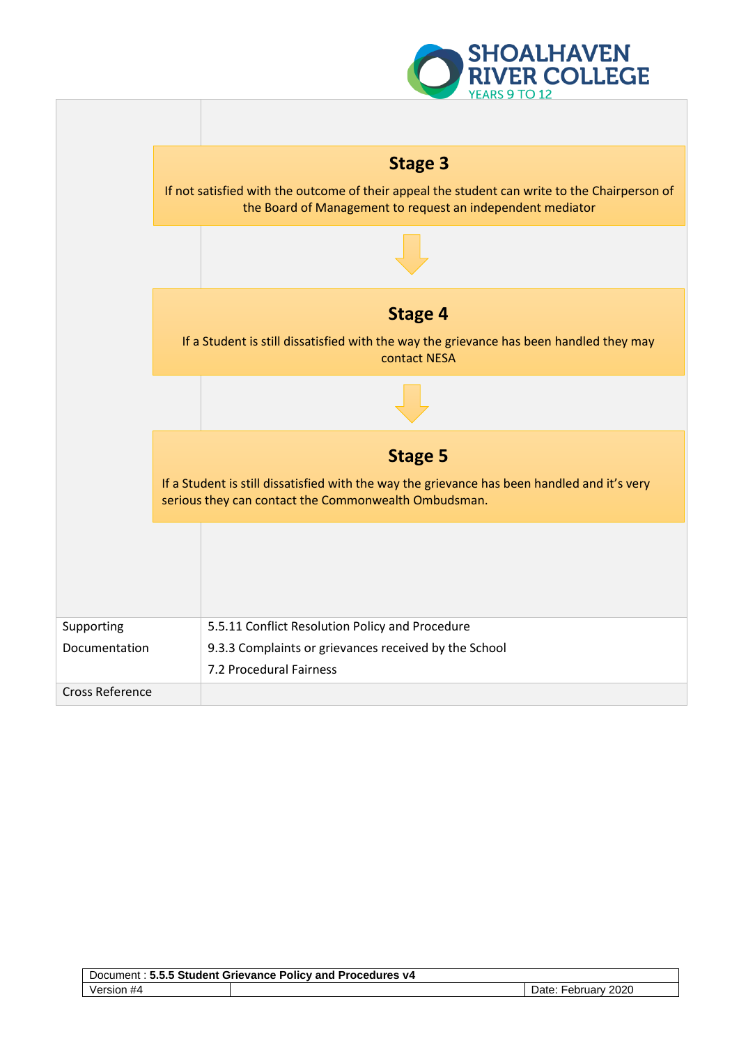**Stage 3**

If not satisfied with the outcome of their appeal the student can write to the Chairperson of the Board of Management to request an independent mediator

**Stage 4**

If a Student is still dissatisfied with the way the grievance has been handled they may contact NESA

**Stage 5**

If a Student is still dissatisfied with the way the grievance has been handled and it's very serious they can contact the Commonwealth Ombudsman.

| | |
|---|---|
| Supporting Documentation | 5.5.11 Conflict Resolution Policy and Procedure<br>9.3.3 Complaints or grievances received by the School<br>7.2 Procedural Fairness |
| Cross Reference | |